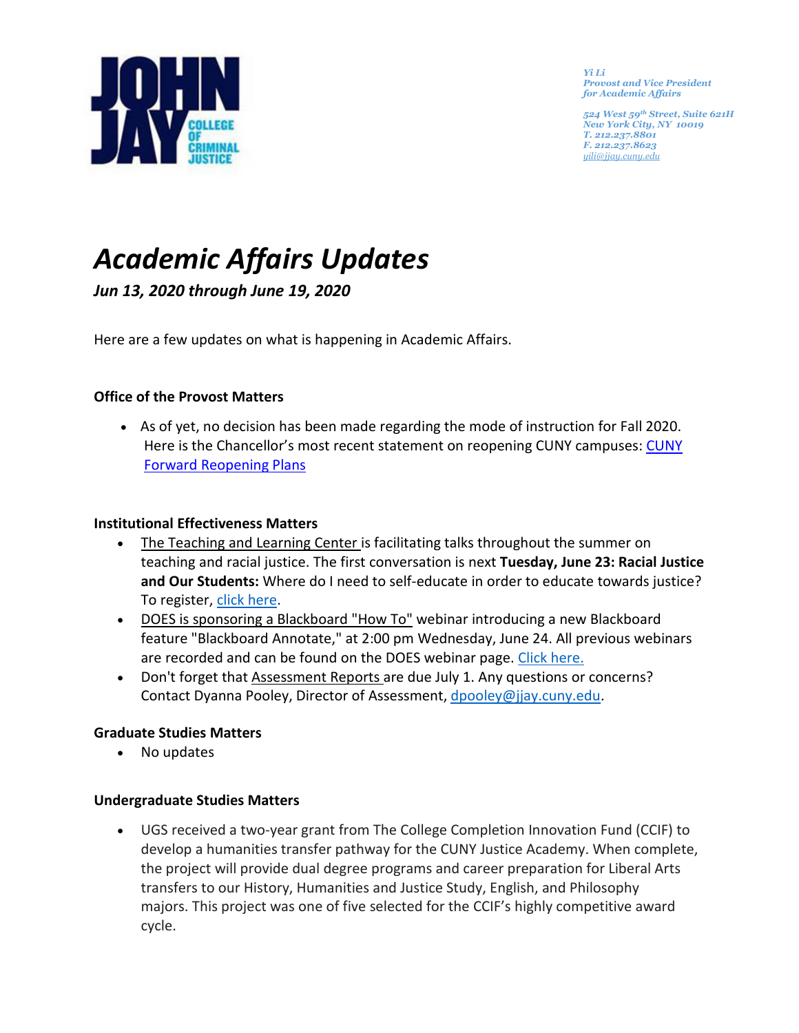Yi Li
Provost and Vice President
for Academic Affairs

524 West 59th Street, Suite 621H
New York City, NY 10019
T. 212.237.8801
F. 212.237.8623
yili@jjay.cuny.edu

# *Academic Affairs Updates*

***Jun 13, 2020 through June 19, 2020***

Here are a few updates on what is happening in Academic Affairs.

**Office of the Provost Matters**

- As of yet, no decision has been made regarding the mode of instruction for Fall 2020. Here is the Chancellor's most recent statement on reopening CUNY campuses: CUNY Forward Reopening Plans

**Institutional Effectiveness Matters**

- The Teaching and Learning Center is facilitating talks throughout the summer on teaching and racial justice. The first conversation is next **Tuesday, June 23: Racial Justice and Our Students:** Where do I need to self-educate in order to educate towards justice? To register, click here.
- DOES is sponsoring a Blackboard "How To" webinar introducing a new Blackboard feature "Blackboard Annotate," at 2:00 pm Wednesday, June 24. All previous webinars are recorded and can be found on the DOES webinar page. Click here.
- Don't forget that Assessment Reports are due July 1. Any questions or concerns? Contact Dyanna Pooley, Director of Assessment, dpooley@jjay.cuny.edu.

**Graduate Studies Matters**

- No updates

**Undergraduate Studies Matters**

- UGS received a two-year grant from The College Completion Innovation Fund (CCIF) to develop a humanities transfer pathway for the CUNY Justice Academy. When complete, the project will provide dual degree programs and career preparation for Liberal Arts transfers to our History, Humanities and Justice Study, English, and Philosophy majors. This project was one of five selected for the CCIF's highly competitive award cycle.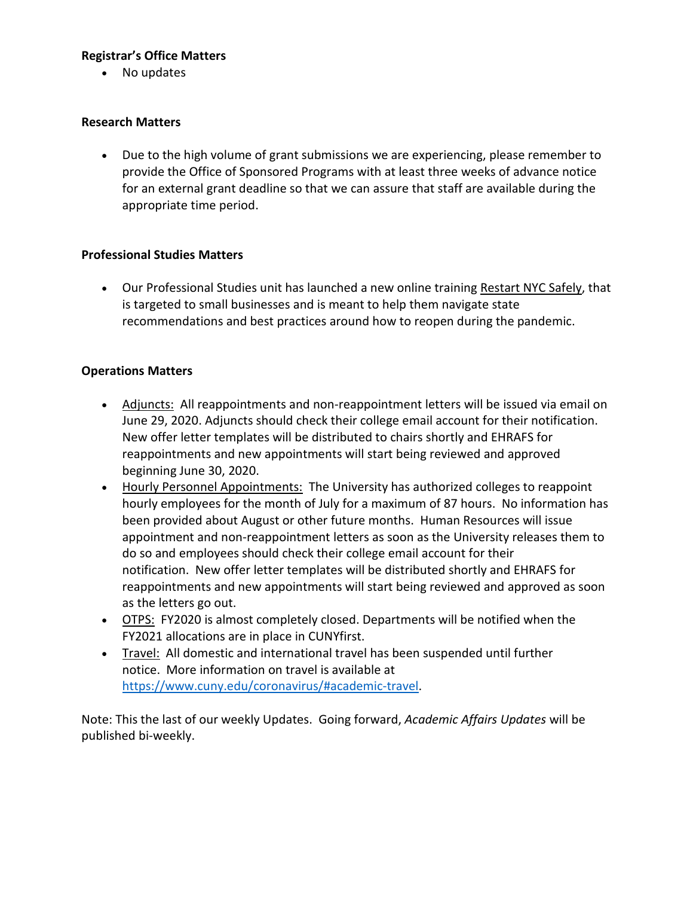**Registrar's Office Matters**

- No updates

**Research Matters**

- Due to the high volume of grant submissions we are experiencing, please remember to provide the Office of Sponsored Programs with at least three weeks of advance notice for an external grant deadline so that we can assure that staff are available during the appropriate time period.

**Professional Studies Matters**

- Our Professional Studies unit has launched a new online training Restart NYC Safely, that is targeted to small businesses and is meant to help them navigate state recommendations and best practices around how to reopen during the pandemic.

**Operations Matters**

- Adjuncts: All reappointments and non-reappointment letters will be issued via email on June 29, 2020. Adjuncts should check their college email account for their notification. New offer letter templates will be distributed to chairs shortly and EHRAFS for reappointments and new appointments will start being reviewed and approved beginning June 30, 2020.
- Hourly Personnel Appointments: The University has authorized colleges to reappoint hourly employees for the month of July for a maximum of 87 hours. No information has been provided about August or other future months. Human Resources will issue appointment and non-reappointment letters as soon as the University releases them to do so and employees should check their college email account for their notification. New offer letter templates will be distributed shortly and EHRAFS for reappointments and new appointments will start being reviewed and approved as soon as the letters go out.
- OTPS: FY2020 is almost completely closed. Departments will be notified when the FY2021 allocations are in place in CUNYfirst.
- Travel: All domestic and international travel has been suspended until further notice. More information on travel is available at https://www.cuny.edu/coronavirus/#academic-travel.

Note: This the last of our weekly Updates. Going forward, *Academic Affairs Updates* will be published bi-weekly.